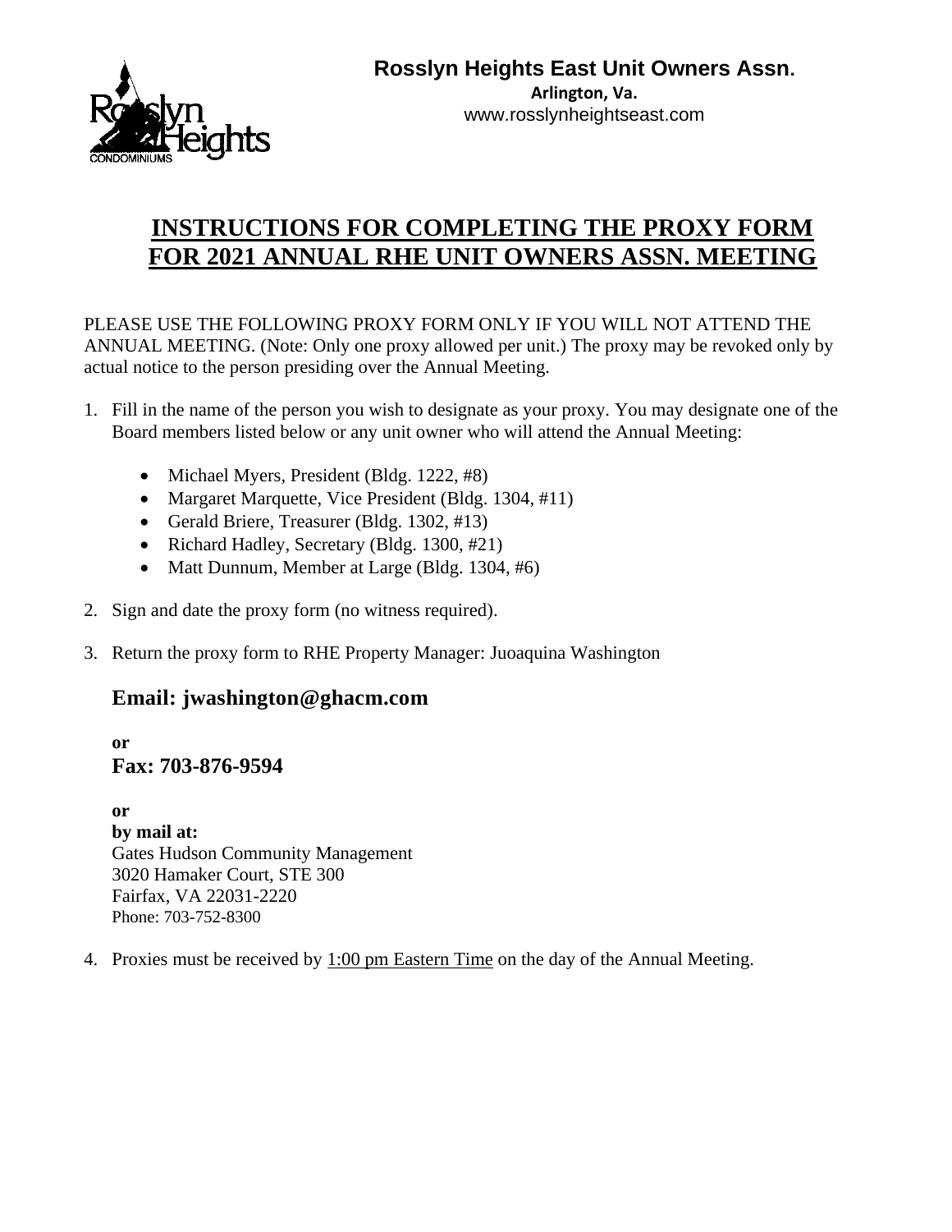**Rosslyn Heights East Unit Owners Assn.**
**Arlington, Va.**
www.rosslynheightseast.com

# INSTRUCTIONS FOR COMPLETING THE PROXY FORM FOR 2021 ANNUAL RHE UNIT OWNERS ASSN. MEETING

PLEASE USE THE FOLLOWING PROXY FORM ONLY IF YOU WILL NOT ATTEND THE ANNUAL MEETING. (Note: Only one proxy allowed per unit.) The proxy may be revoked only by actual notice to the person presiding over the Annual Meeting.

1. Fill in the name of the person you wish to designate as your proxy. You may designate one of the Board members listed below or any unit owner who will attend the Annual Meeting:

   - Michael Myers, President (Bldg. 1222, #8)
   - Margaret Marquette, Vice President (Bldg. 1304, #11)
   - Gerald Briere, Treasurer (Bldg. 1302, #13)
   - Richard Hadley, Secretary (Bldg. 1300, #21)
   - Matt Dunnum, Member at Large (Bldg. 1304, #6)

2. Sign and date the proxy form (no witness required).

3. Return the proxy form to RHE Property Manager: Juoaquina Washington

   **Email: jwashington@ghacm.com**

   **or**
   **Fax: 703-876-9594**

   **or**
   **by mail at:**
   Gates Hudson Community Management
   3020 Hamaker Court, STE 300
   Fairfax, VA 22031-2220
   Phone: 703-752-8300

4. Proxies must be received by 1:00 pm Eastern Time on the day of the Annual Meeting.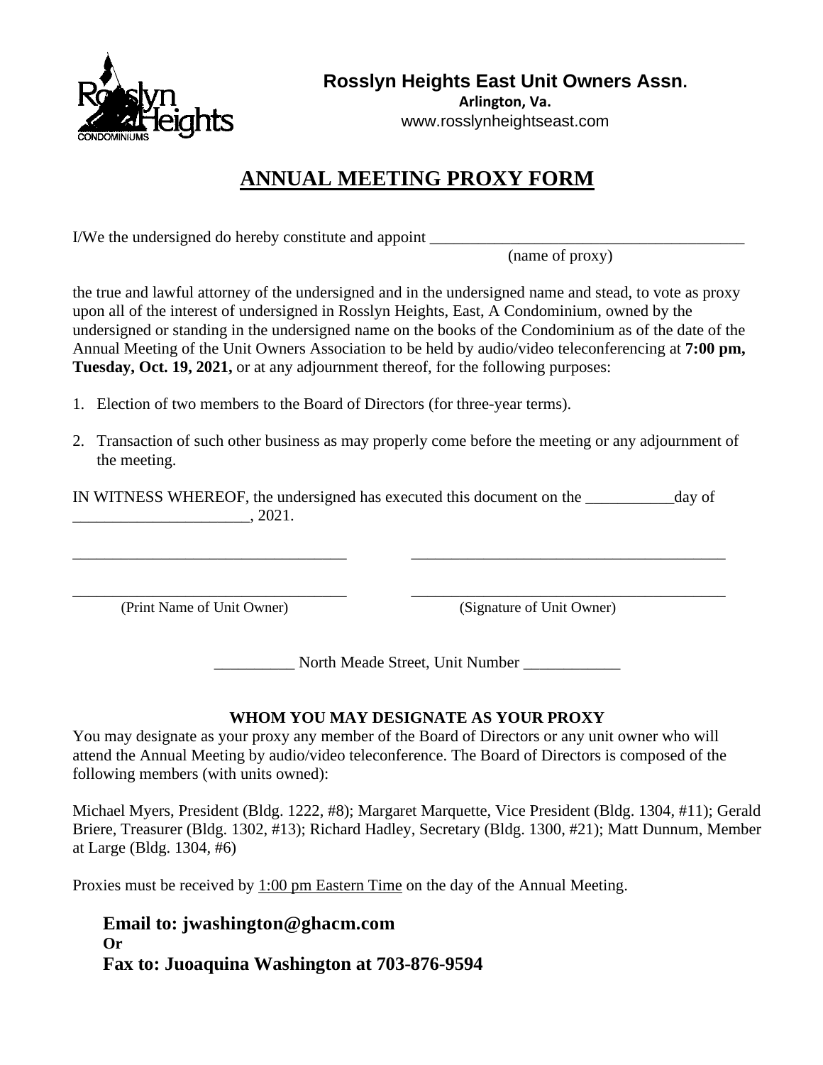**Rosslyn Heights East Unit Owners Assn.**
**Arlington, Va.**
www.rosslynheightseast.com

# ANNUAL MEETING PROXY FORM

I/We the undersigned do hereby constitute and appoint ________________________________________
(name of proxy)

the true and lawful attorney of the undersigned and in the undersigned name and stead, to vote as proxy upon all of the interest of undersigned in Rosslyn Heights, East, A Condominium, owned by the undersigned or standing in the undersigned name on the books of the Condominium as of the date of the Annual Meeting of the Unit Owners Association to be held by audio/video teleconferencing at **7:00 pm, Tuesday, Oct. 19, 2021,** or at any adjournment thereof, for the following purposes:

1. Election of two members to the Board of Directors (for three-year terms).
2. Transaction of such other business as may properly come before the meeting or any adjournment of the meeting.

IN WITNESS WHEREOF, the undersigned has executed this document on the ___________day of ______________________, 2021.

__________________________________ ________________________________________

__________________________________ ________________________________________
(Print Name of Unit Owner) (Signature of Unit Owner)

__________ North Meade Street, Unit Number ____________

**WHOM YOU MAY DESIGNATE AS YOUR PROXY**

You may designate as your proxy any member of the Board of Directors or any unit owner who will attend the Annual Meeting by audio/video teleconference. The Board of Directors is composed of the following members (with units owned):

Michael Myers, President (Bldg. 1222, #8); Margaret Marquette, Vice President (Bldg. 1304, #11); Gerald Briere, Treasurer (Bldg. 1302, #13); Richard Hadley, Secretary (Bldg. 1300, #21); Matt Dunnum, Member at Large (Bldg. 1304, #6)

Proxies must be received by 1:00 pm Eastern Time on the day of the Annual Meeting.

**Email to: jwashington@ghacm.com**
**Or**
**Fax to: Juoaquina Washington at 703-876-9594**